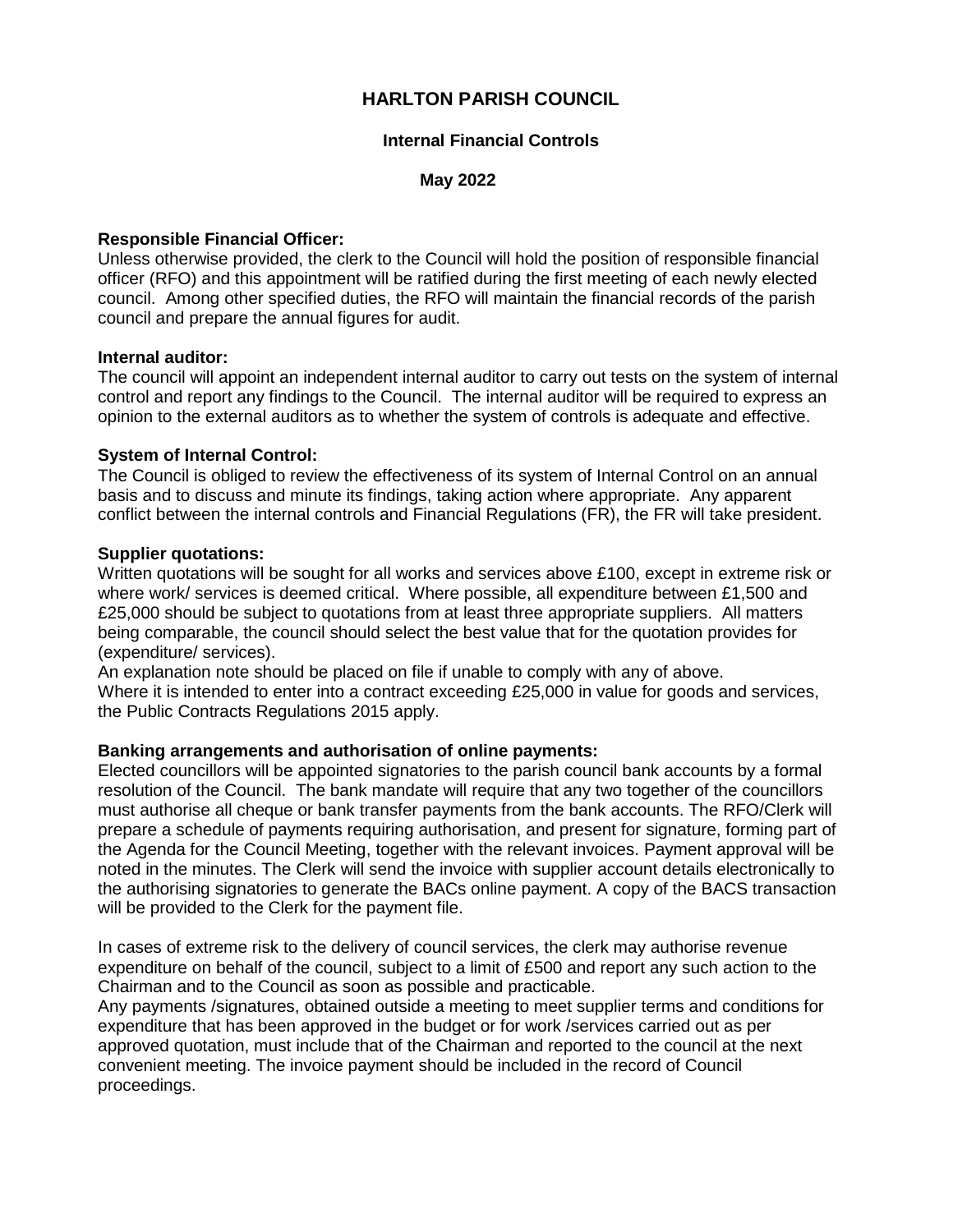# HARLTON PARISH COUNCIL

## Internal Financial Controls

## May 2022

**Responsible Financial Officer:**
Unless otherwise provided, the clerk to the Council will hold the position of responsible financial officer (RFO) and this appointment will be ratified during the first meeting of each newly elected council. Among other specified duties, the RFO will maintain the financial records of the parish council and prepare the annual figures for audit.

**Internal auditor:**
The council will appoint an independent internal auditor to carry out tests on the system of internal control and report any findings to the Council. The internal auditor will be required to express an opinion to the external auditors as to whether the system of controls is adequate and effective.

**System of Internal Control:**
The Council is obliged to review the effectiveness of its system of Internal Control on an annual basis and to discuss and minute its findings, taking action where appropriate. Any apparent conflict between the internal controls and Financial Regulations (FR), the FR will take president.

**Supplier quotations:**
Written quotations will be sought for all works and services above £100, except in extreme risk or where work/ services is deemed critical. Where possible, all expenditure between £1,500 and £25,000 should be subject to quotations from at least three appropriate suppliers. All matters being comparable, the council should select the best value that for the quotation provides for (expenditure/ services).
An explanation note should be placed on file if unable to comply with any of above.
Where it is intended to enter into a contract exceeding £25,000 in value for goods and services, the Public Contracts Regulations 2015 apply.

**Banking arrangements and authorisation of online payments:**
Elected councillors will be appointed signatories to the parish council bank accounts by a formal resolution of the Council. The bank mandate will require that any two together of the councillors must authorise all cheque or bank transfer payments from the bank accounts. The RFO/Clerk will prepare a schedule of payments requiring authorisation, and present for signature, forming part of the Agenda for the Council Meeting, together with the relevant invoices. Payment approval will be noted in the minutes. The Clerk will send the invoice with supplier account details electronically to the authorising signatories to generate the BACs online payment. A copy of the BACS transaction will be provided to the Clerk for the payment file.

In cases of extreme risk to the delivery of council services, the clerk may authorise revenue expenditure on behalf of the council, subject to a limit of £500 and report any such action to the Chairman and to the Council as soon as possible and practicable.
Any payments /signatures, obtained outside a meeting to meet supplier terms and conditions for expenditure that has been approved in the budget or for work /services carried out as per approved quotation, must include that of the Chairman and reported to the council at the next convenient meeting. The invoice payment should be included in the record of Council proceedings.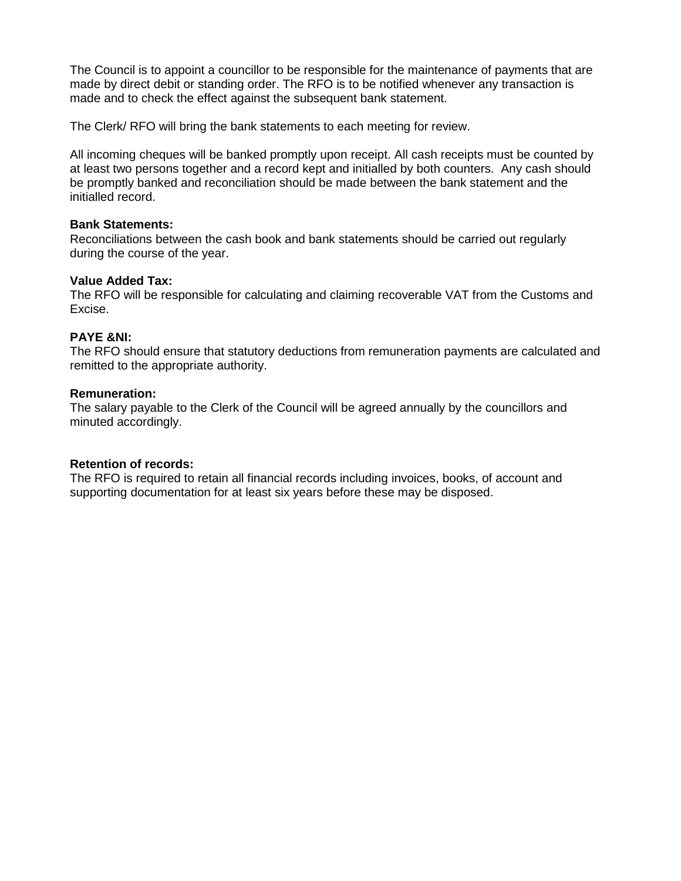The Council is to appoint a councillor to be responsible for the maintenance of payments that are made by direct debit or standing order. The RFO is to be notified whenever any transaction is made and to check the effect against the subsequent bank statement.

The Clerk/ RFO will bring the bank statements to each meeting for review.

All incoming cheques will be banked promptly upon receipt. All cash receipts must be counted by at least two persons together and a record kept and initialled by both counters. Any cash should be promptly banked and reconciliation should be made between the bank statement and the initialled record.

**Bank Statements:**
Reconciliations between the cash book and bank statements should be carried out regularly during the course of the year.

**Value Added Tax:**
The RFO will be responsible for calculating and claiming recoverable VAT from the Customs and Excise.

**PAYE &NI:**
The RFO should ensure that statutory deductions from remuneration payments are calculated and remitted to the appropriate authority.

**Remuneration:**
The salary payable to the Clerk of the Council will be agreed annually by the councillors and minuted accordingly.

**Retention of records:**
The RFO is required to retain all financial records including invoices, books, of account and supporting documentation for at least six years before these may be disposed.